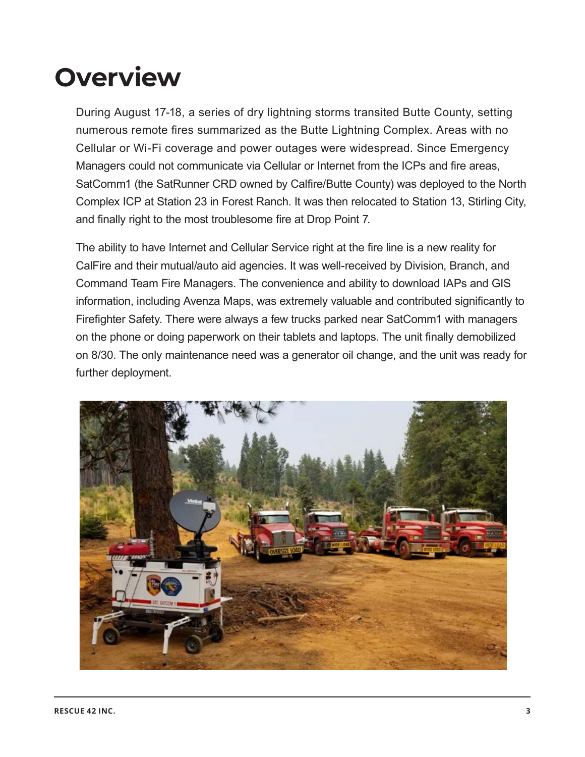# Overview

During August 17-18, a series of dry lightning storms transited Butte County, setting numerous remote fires summarized as the Butte Lightning Complex. Areas with no Cellular or Wi-Fi coverage and power outages were widespread. Since Emergency Managers could not communicate via Cellular or Internet from the ICPs and fire areas, SatComm1 (the SatRunner CRD owned by Calfire/Butte County) was deployed to the North Complex ICP at Station 23 in Forest Ranch. It was then relocated to Station 13, Stirling City, and finally right to the most troublesome fire at Drop Point 7.

The ability to have Internet and Cellular Service right at the fire line is a new reality for CalFire and their mutual/auto aid agencies. It was well-received by Division, Branch, and Command Team Fire Managers. The convenience and ability to download IAPs and GIS information, including Avenza Maps, was extremely valuable and contributed significantly to Firefighter Safety. There were always a few trucks parked near SatComm1 with managers on the phone or doing paperwork on their tablets and laptops. The unit finally demobilized on 8/30. The only maintenance need was a generator oil change, and the unit was ready for further deployment.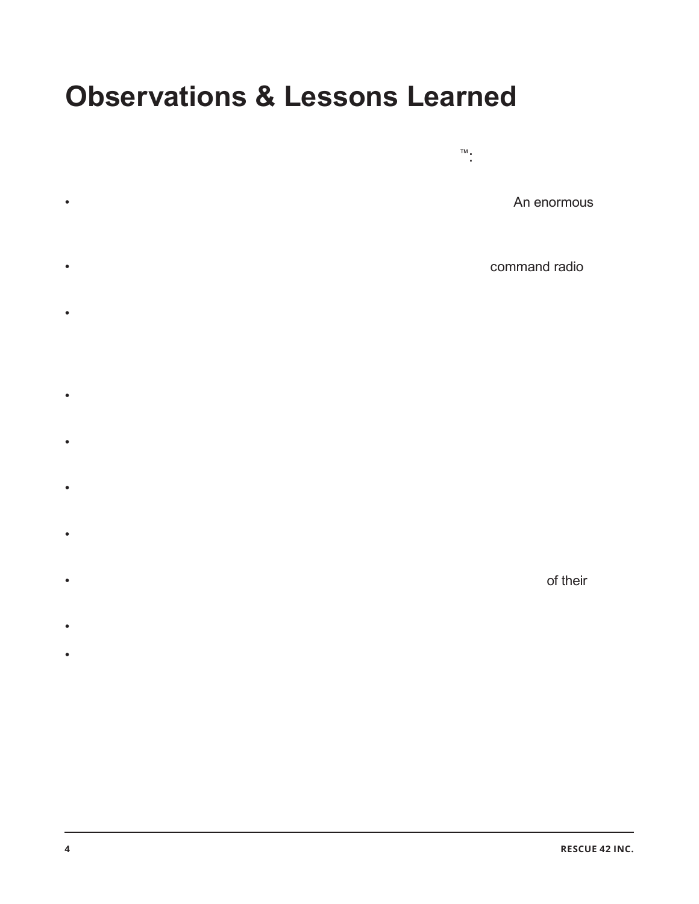# Observations & Lessons Learned

™:

- An enormous
- command radio
- 
- 
- 
- 
- 
- of their
- 
-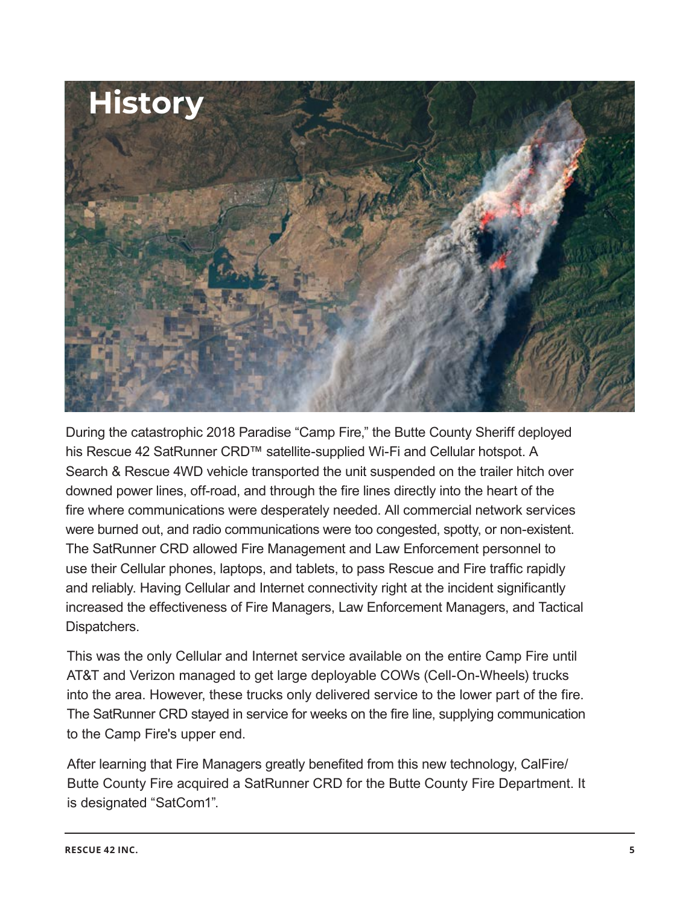# History

During the catastrophic 2018 Paradise "Camp Fire," the Butte County Sheriff deployed his Rescue 42 SatRunner CRD™ satellite-supplied Wi-Fi and Cellular hotspot. A Search & Rescue 4WD vehicle transported the unit suspended on the trailer hitch over downed power lines, off-road, and through the fire lines directly into the heart of the fire where communications were desperately needed. All commercial network services were burned out, and radio communications were too congested, spotty, or non-existent. The SatRunner CRD allowed Fire Management and Law Enforcement personnel to use their Cellular phones, laptops, and tablets, to pass Rescue and Fire traffic rapidly and reliably. Having Cellular and Internet connectivity right at the incident significantly increased the effectiveness of Fire Managers, Law Enforcement Managers, and Tactical Dispatchers.

This was the only Cellular and Internet service available on the entire Camp Fire until AT&T and Verizon managed to get large deployable COWs (Cell-On-Wheels) trucks into the area. However, these trucks only delivered service to the lower part of the fire. The SatRunner CRD stayed in service for weeks on the fire line, supplying communication to the Camp Fire's upper end.

After learning that Fire Managers greatly benefited from this new technology, CalFire/ Butte County Fire acquired a SatRunner CRD for the Butte County Fire Department. It is designated "SatCom1".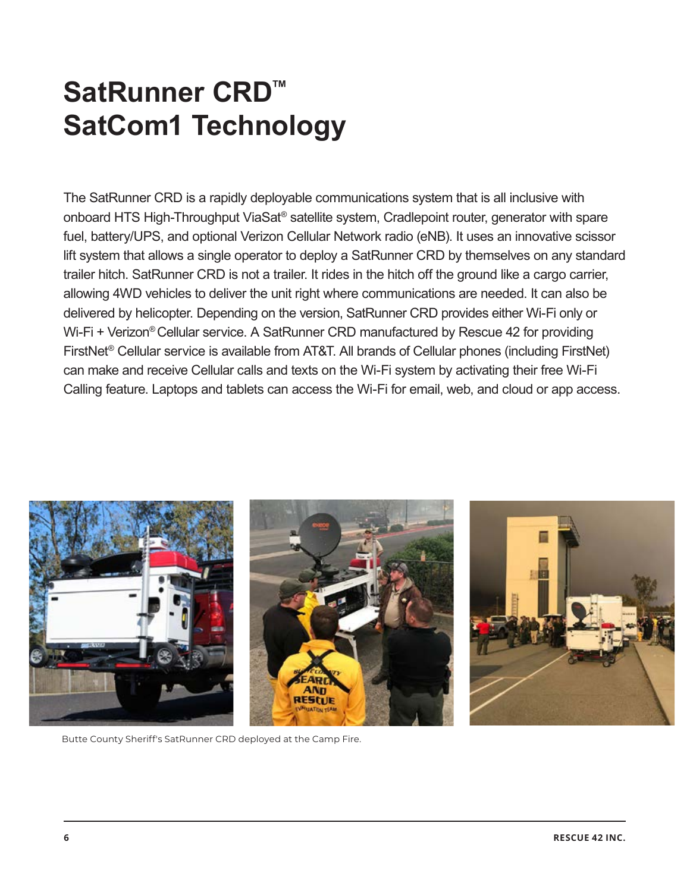# SatRunner CRD™ SatCom1 Technology

The SatRunner CRD is a rapidly deployable communications system that is all inclusive with onboard HTS High-Throughput ViaSat® satellite system, Cradlepoint router, generator with spare fuel, battery/UPS, and optional Verizon Cellular Network radio (eNB). It uses an innovative scissor lift system that allows a single operator to deploy a SatRunner CRD by themselves on any standard trailer hitch. SatRunner CRD is not a trailer. It rides in the hitch off the ground like a cargo carrier, allowing 4WD vehicles to deliver the unit right where communications are needed. It can also be delivered by helicopter. Depending on the version, SatRunner CRD provides either Wi-Fi only or Wi-Fi + Verizon® Cellular service. A SatRunner CRD manufactured by Rescue 42 for providing FirstNet® Cellular service is available from AT&T. All brands of Cellular phones (including FirstNet) can make and receive Cellular calls and texts on the Wi-Fi system by activating their free Wi-Fi Calling feature. Laptops and tablets can access the Wi-Fi for email, web, and cloud or app access.

Butte County Sheriff's SatRunner CRD deployed at the Camp Fire.